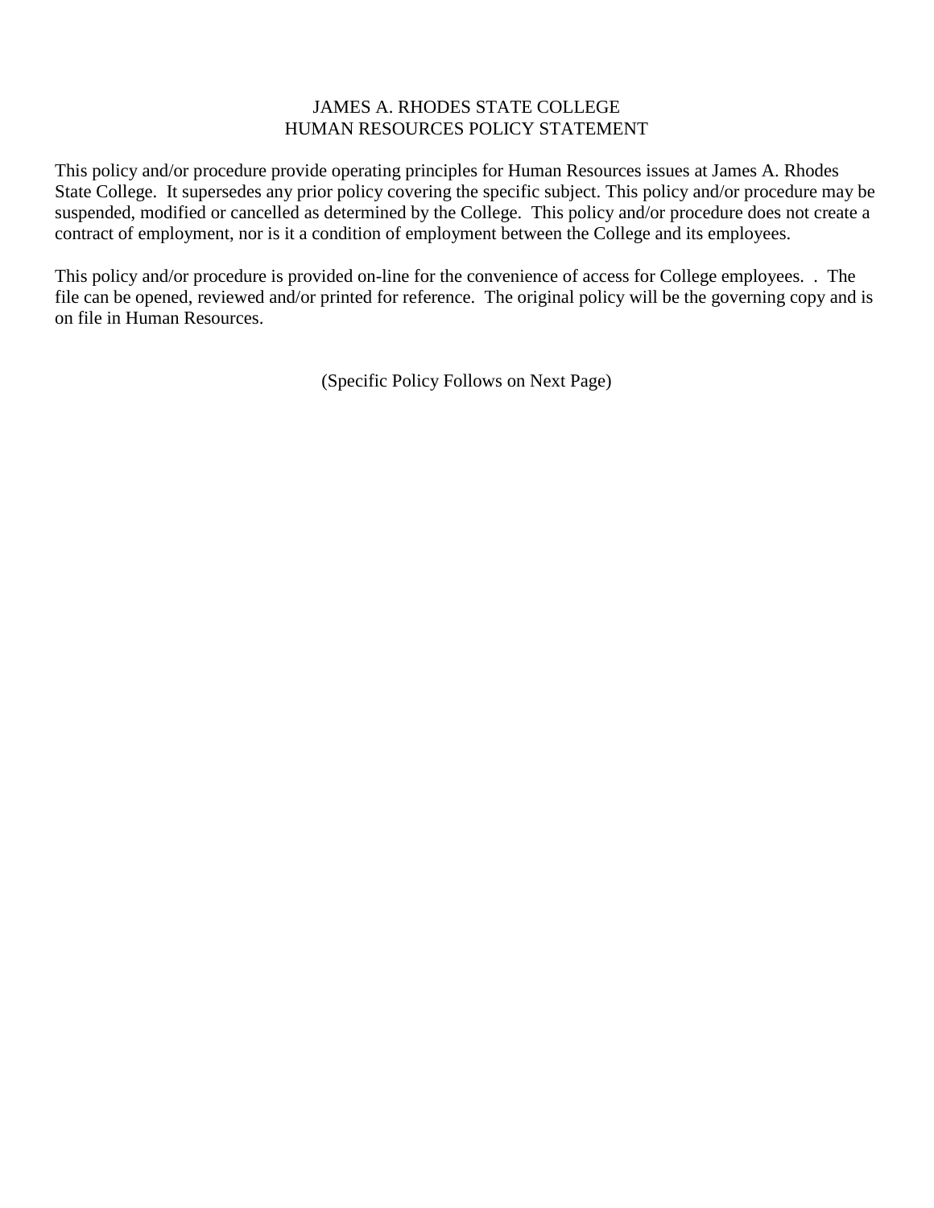# JAMES A. RHODES STATE COLLEGE
## HUMAN RESOURCES POLICY STATEMENT

This policy and/or procedure provide operating principles for Human Resources issues at James A. Rhodes State College. It supersedes any prior policy covering the specific subject. This policy and/or procedure may be suspended, modified or cancelled as determined by the College. This policy and/or procedure does not create a contract of employment, nor is it a condition of employment between the College and its employees.

This policy and/or procedure is provided on-line for the convenience of access for College employees. . The file can be opened, reviewed and/or printed for reference. The original policy will be the governing copy and is on file in Human Resources.

(Specific Policy Follows on Next Page)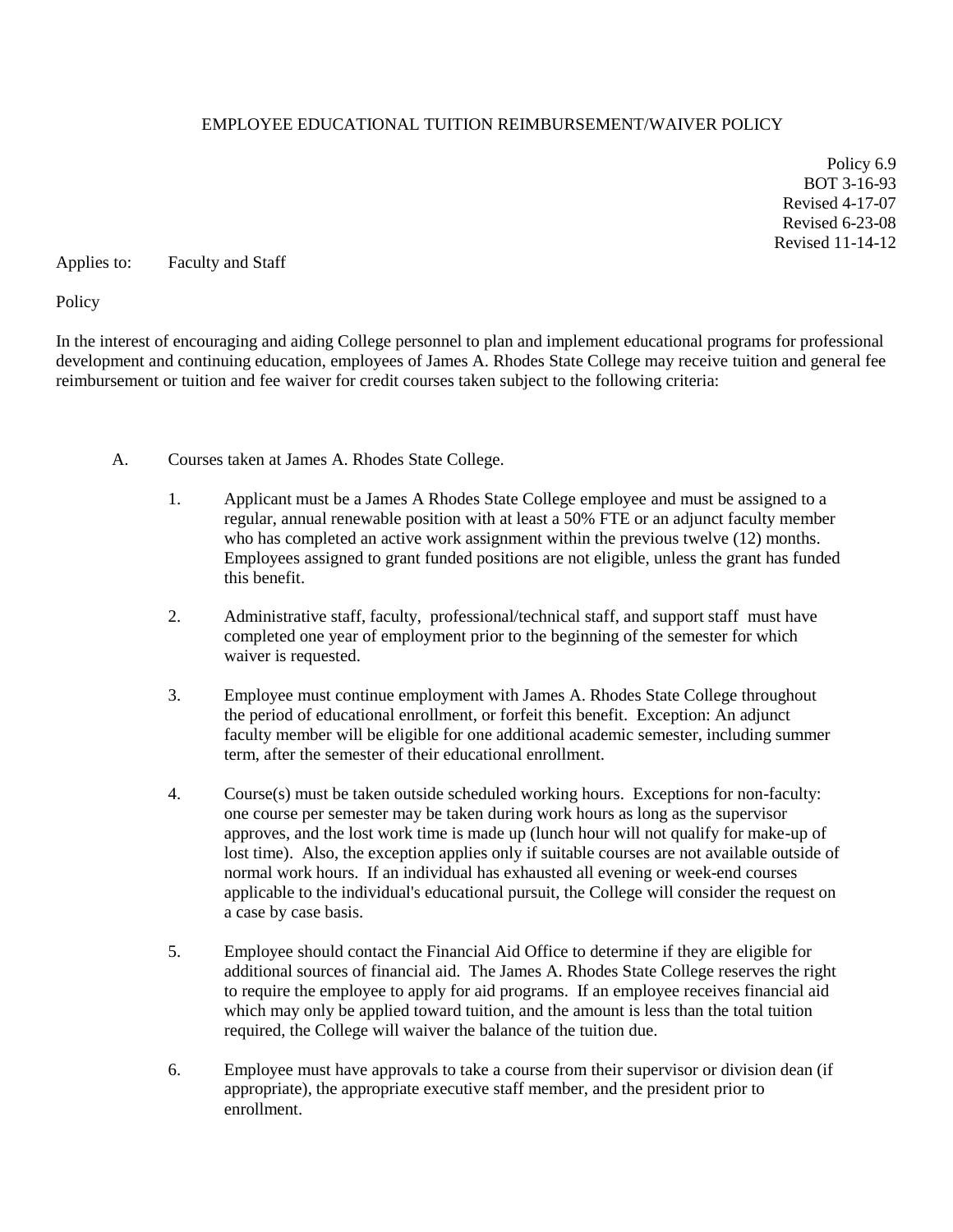# EMPLOYEE EDUCATIONAL TUITION REIMBURSEMENT/WAIVER POLICY

Policy 6.9
BOT 3-16-93
Revised 4-17-07
Revised 6-23-08
Revised 11-14-12

Applies to: Faculty and Staff

Policy

In the interest of encouraging and aiding College personnel to plan and implement educational programs for professional development and continuing education, employees of James A. Rhodes State College may receive tuition and general fee reimbursement or tuition and fee waiver for credit courses taken subject to the following criteria:

A. Courses taken at James A. Rhodes State College.

1. Applicant must be a James A Rhodes State College employee and must be assigned to a regular, annual renewable position with at least a 50% FTE or an adjunct faculty member who has completed an active work assignment within the previous twelve (12) months. Employees assigned to grant funded positions are not eligible, unless the grant has funded this benefit.

2. Administrative staff, faculty, professional/technical staff, and support staff must have completed one year of employment prior to the beginning of the semester for which waiver is requested.

3. Employee must continue employment with James A. Rhodes State College throughout the period of educational enrollment, or forfeit this benefit. Exception: An adjunct faculty member will be eligible for one additional academic semester, including summer term, after the semester of their educational enrollment.

4. Course(s) must be taken outside scheduled working hours. Exceptions for non-faculty: one course per semester may be taken during work hours as long as the supervisor approves, and the lost work time is made up (lunch hour will not qualify for make-up of lost time). Also, the exception applies only if suitable courses are not available outside of normal work hours. If an individual has exhausted all evening or week-end courses applicable to the individual's educational pursuit, the College will consider the request on a case by case basis.

5. Employee should contact the Financial Aid Office to determine if they are eligible for additional sources of financial aid. The James A. Rhodes State College reserves the right to require the employee to apply for aid programs. If an employee receives financial aid which may only be applied toward tuition, and the amount is less than the total tuition required, the College will waiver the balance of the tuition due.

6. Employee must have approvals to take a course from their supervisor or division dean (if appropriate), the appropriate executive staff member, and the president prior to enrollment.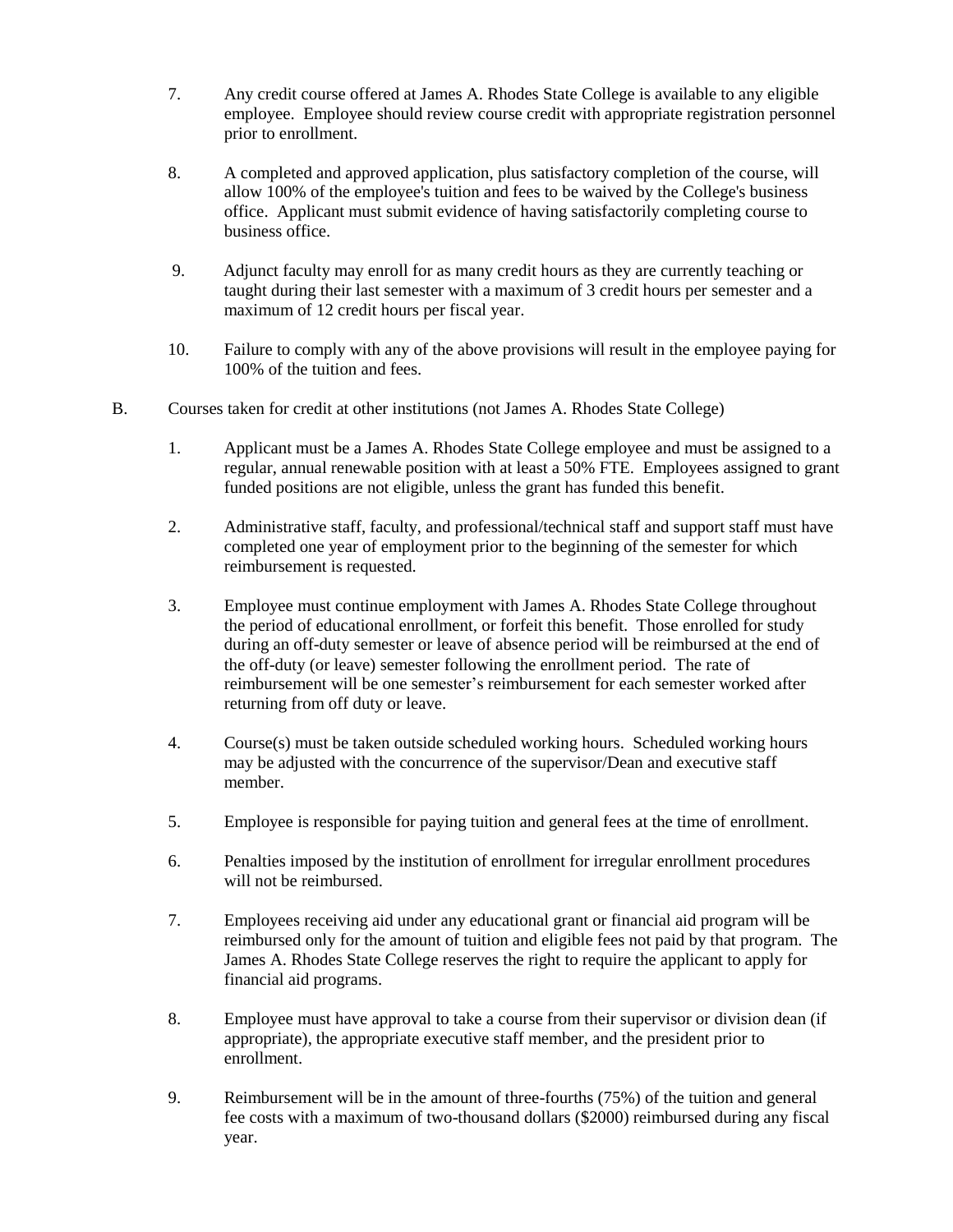7. Any credit course offered at James A. Rhodes State College is available to any eligible employee. Employee should review course credit with appropriate registration personnel prior to enrollment.

8. A completed and approved application, plus satisfactory completion of the course, will allow 100% of the employee's tuition and fees to be waived by the College's business office. Applicant must submit evidence of having satisfactorily completing course to business office.

9. Adjunct faculty may enroll for as many credit hours as they are currently teaching or taught during their last semester with a maximum of 3 credit hours per semester and a maximum of 12 credit hours per fiscal year.

10. Failure to comply with any of the above provisions will result in the employee paying for 100% of the tuition and fees.

B. Courses taken for credit at other institutions (not James A. Rhodes State College)

1. Applicant must be a James A. Rhodes State College employee and must be assigned to a regular, annual renewable position with at least a 50% FTE. Employees assigned to grant funded positions are not eligible, unless the grant has funded this benefit.

2. Administrative staff, faculty, and professional/technical staff and support staff must have completed one year of employment prior to the beginning of the semester for which reimbursement is requested.

3. Employee must continue employment with James A. Rhodes State College throughout the period of educational enrollment, or forfeit this benefit. Those enrolled for study during an off-duty semester or leave of absence period will be reimbursed at the end of the off-duty (or leave) semester following the enrollment period. The rate of reimbursement will be one semester's reimbursement for each semester worked after returning from off duty or leave.

4. Course(s) must be taken outside scheduled working hours. Scheduled working hours may be adjusted with the concurrence of the supervisor/Dean and executive staff member.

5. Employee is responsible for paying tuition and general fees at the time of enrollment.

6. Penalties imposed by the institution of enrollment for irregular enrollment procedures will not be reimbursed.

7. Employees receiving aid under any educational grant or financial aid program will be reimbursed only for the amount of tuition and eligible fees not paid by that program. The James A. Rhodes State College reserves the right to require the applicant to apply for financial aid programs.

8. Employee must have approval to take a course from their supervisor or division dean (if appropriate), the appropriate executive staff member, and the president prior to enrollment.

9. Reimbursement will be in the amount of three-fourths (75%) of the tuition and general fee costs with a maximum of two-thousand dollars ($2000) reimbursed during any fiscal year.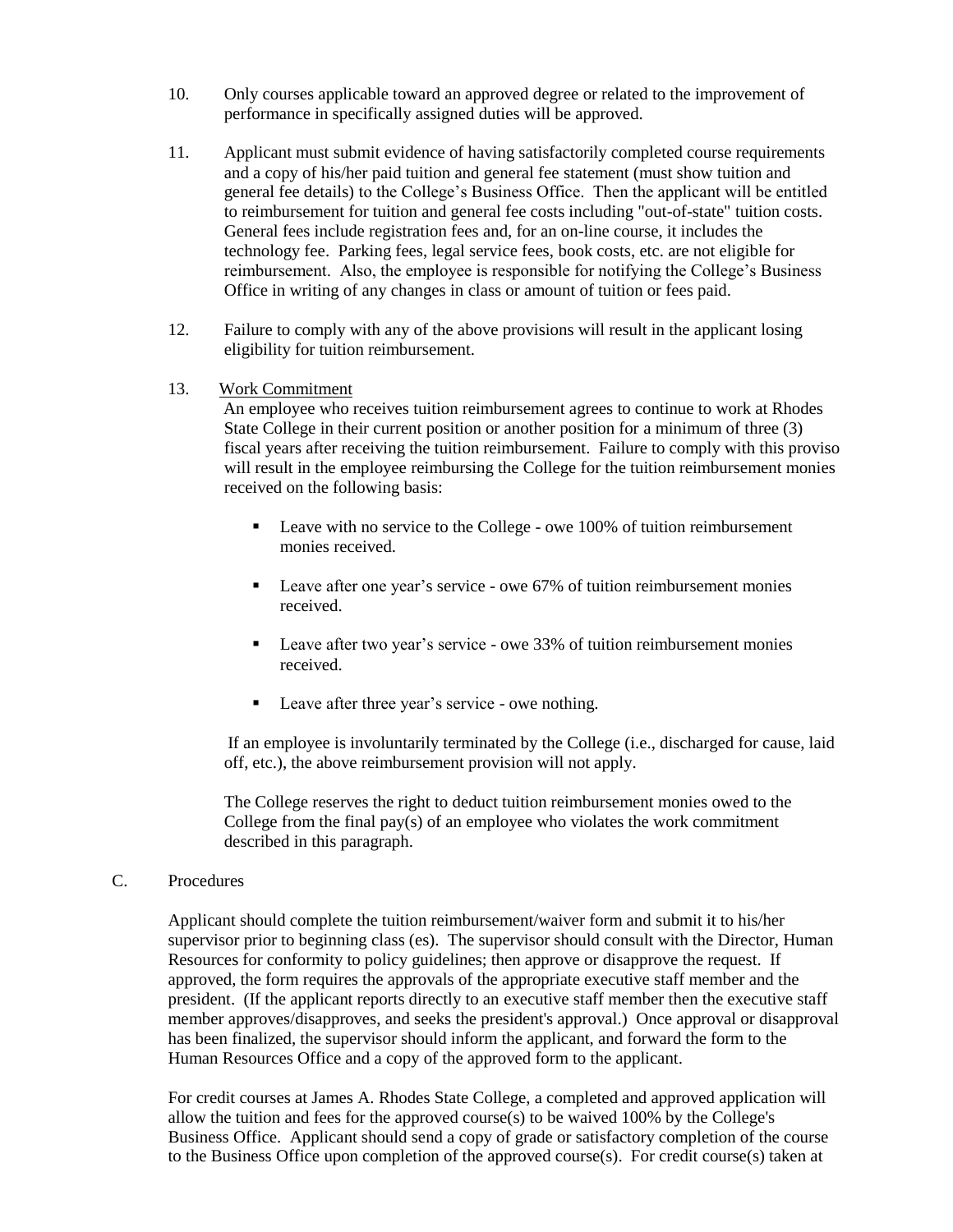10. Only courses applicable toward an approved degree or related to the improvement of performance in specifically assigned duties will be approved.

11. Applicant must submit evidence of having satisfactorily completed course requirements and a copy of his/her paid tuition and general fee statement (must show tuition and general fee details) to the College's Business Office. Then the applicant will be entitled to reimbursement for tuition and general fee costs including "out-of-state" tuition costs. General fees include registration fees and, for an on-line course, it includes the technology fee. Parking fees, legal service fees, book costs, etc. are not eligible for reimbursement. Also, the employee is responsible for notifying the College's Business Office in writing of any changes in class or amount of tuition or fees paid.

12. Failure to comply with any of the above provisions will result in the applicant losing eligibility for tuition reimbursement.

13. <u>Work Commitment</u>

    An employee who receives tuition reimbursement agrees to continue to work at Rhodes State College in their current position or another position for a minimum of three (3) fiscal years after receiving the tuition reimbursement. Failure to comply with this proviso will result in the employee reimbursing the College for the tuition reimbursement monies received on the following basis:

    - Leave with no service to the College - owe 100% of tuition reimbursement monies received.
    - Leave after one year's service - owe 67% of tuition reimbursement monies received.
    - Leave after two year's service - owe 33% of tuition reimbursement monies received.
    - Leave after three year's service - owe nothing.

    If an employee is involuntarily terminated by the College (i.e., discharged for cause, laid off, etc.), the above reimbursement provision will not apply.

    The College reserves the right to deduct tuition reimbursement monies owed to the College from the final pay(s) of an employee who violates the work commitment described in this paragraph.

C. Procedures

Applicant should complete the tuition reimbursement/waiver form and submit it to his/her supervisor prior to beginning class (es). The supervisor should consult with the Director, Human Resources for conformity to policy guidelines; then approve or disapprove the request. If approved, the form requires the approvals of the appropriate executive staff member and the president. (If the applicant reports directly to an executive staff member then the executive staff member approves/disapproves, and seeks the president's approval.) Once approval or disapproval has been finalized, the supervisor should inform the applicant, and forward the form to the Human Resources Office and a copy of the approved form to the applicant.

For credit courses at James A. Rhodes State College, a completed and approved application will allow the tuition and fees for the approved course(s) to be waived 100% by the College's Business Office. Applicant should send a copy of grade or satisfactory completion of the course to the Business Office upon completion of the approved course(s). For credit course(s) taken at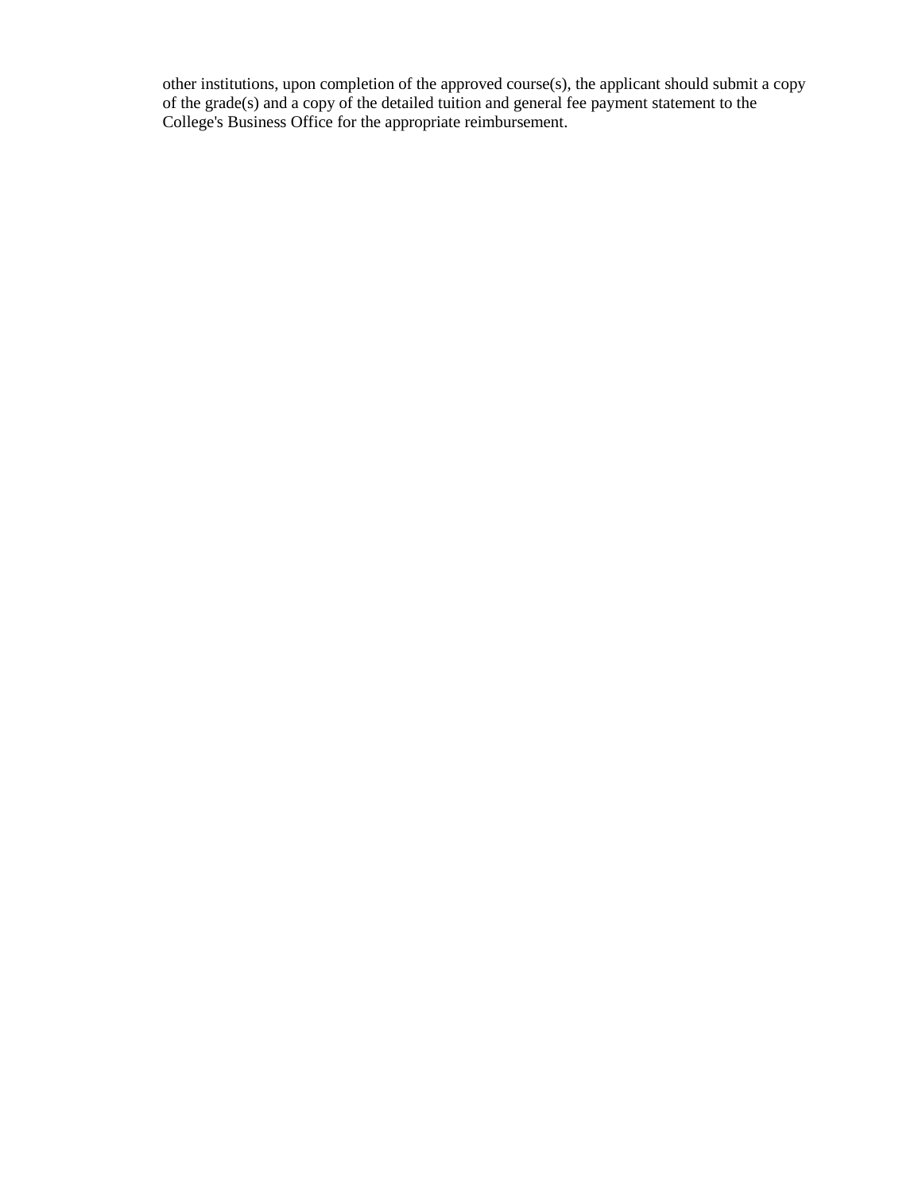other institutions, upon completion of the approved course(s), the applicant should submit a copy of the grade(s) and a copy of the detailed tuition and general fee payment statement to the College's Business Office for the appropriate reimbursement.